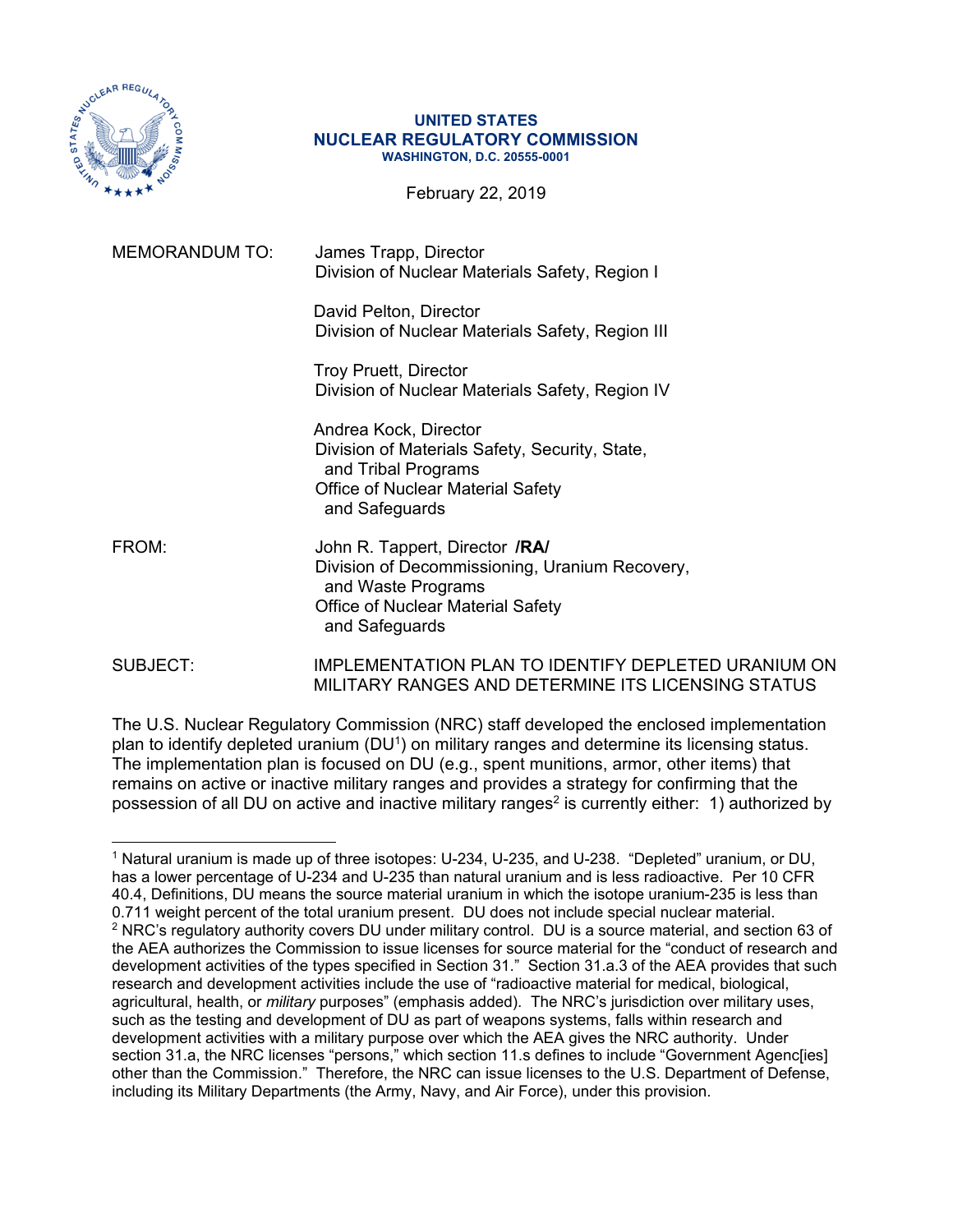**UNITED STATES**
**NUCLEAR REGULATORY COMMISSION**
**WASHINGTON, D.C. 20555-0001**

February 22, 2019

MEMORANDUM TO: James Trapp, Director
Division of Nuclear Materials Safety, Region I

David Pelton, Director
Division of Nuclear Materials Safety, Region III

Troy Pruett, Director
Division of Nuclear Materials Safety, Region IV

Andrea Kock, Director
Division of Materials Safety, Security, State, and Tribal Programs
Office of Nuclear Material Safety and Safeguards

FROM: John R. Tappert, Director **/RA/**
Division of Decommissioning, Uranium Recovery, and Waste Programs
Office of Nuclear Material Safety and Safeguards

SUBJECT: IMPLEMENTATION PLAN TO IDENTIFY DEPLETED URANIUM ON MILITARY RANGES AND DETERMINE ITS LICENSING STATUS

The U.S. Nuclear Regulatory Commission (NRC) staff developed the enclosed implementation plan to identify depleted uranium (DU[1]) on military ranges and determine its licensing status. The implementation plan is focused on DU (e.g., spent munitions, armor, other items) that remains on active or inactive military ranges and provides a strategy for confirming that the possession of all DU on active and inactive military ranges[2] is currently either: 1) authorized by

---

[1] Natural uranium is made up of three isotopes: U-234, U-235, and U-238. "Depleted" uranium, or DU, has a lower percentage of U-234 and U-235 than natural uranium and is less radioactive. Per 10 CFR 40.4, Definitions, DU means the source material uranium in which the isotope uranium-235 is less than 0.711 weight percent of the total uranium present. DU does not include special nuclear material.

[2] NRC's regulatory authority covers DU under military control. DU is a source material, and section 63 of the AEA authorizes the Commission to issue licenses for source material for the "conduct of research and development activities of the types specified in Section 31." Section 31.a.3 of the AEA provides that such research and development activities include the use of "radioactive material for medical, biological, agricultural, health, or *military* purposes" (emphasis added). The NRC's jurisdiction over military uses, such as the testing and development of DU as part of weapons systems, falls within research and development activities with a military purpose over which the AEA gives the NRC authority. Under section 31.a, the NRC licenses "persons," which section 11.s defines to include "Government Agenc[ies] other than the Commission." Therefore, the NRC can issue licenses to the U.S. Department of Defense, including its Military Departments (the Army, Navy, and Air Force), under this provision.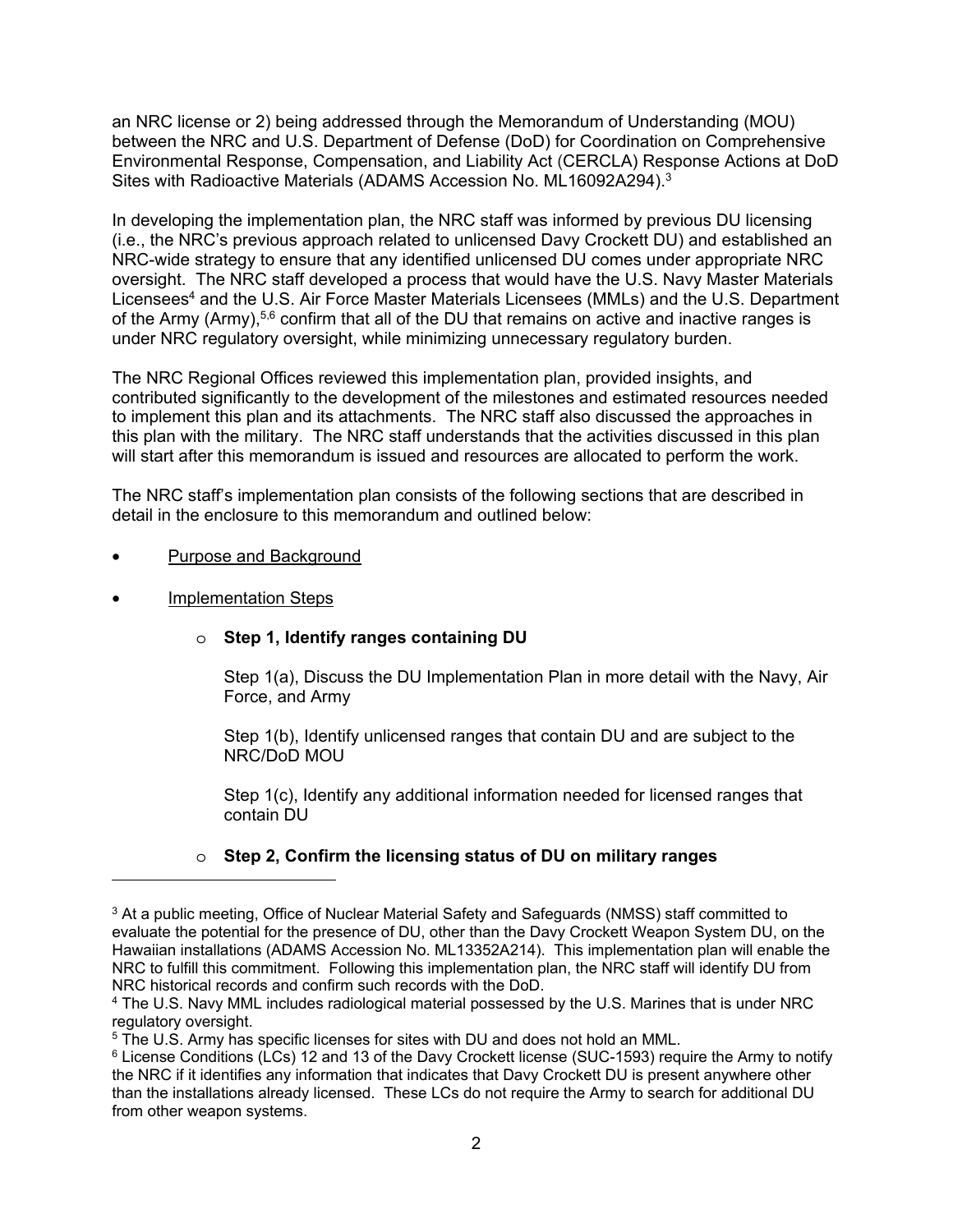an NRC license or 2) being addressed through the Memorandum of Understanding (MOU) between the NRC and U.S. Department of Defense (DoD) for Coordination on Comprehensive Environmental Response, Compensation, and Liability Act (CERCLA) Response Actions at DoD Sites with Radioactive Materials (ADAMS Accession No. ML16092A294).[3]

In developing the implementation plan, the NRC staff was informed by previous DU licensing (i.e., the NRC's previous approach related to unlicensed Davy Crockett DU) and established an NRC-wide strategy to ensure that any identified unlicensed DU comes under appropriate NRC oversight. The NRC staff developed a process that would have the U.S. Navy Master Materials Licensees[4] and the U.S. Air Force Master Materials Licensees (MMLs) and the U.S. Department of the Army (Army),[5,6] confirm that all of the DU that remains on active and inactive ranges is under NRC regulatory oversight, while minimizing unnecessary regulatory burden.

The NRC Regional Offices reviewed this implementation plan, provided insights, and contributed significantly to the development of the milestones and estimated resources needed to implement this plan and its attachments. The NRC staff also discussed the approaches in this plan with the military. The NRC staff understands that the activities discussed in this plan will start after this memorandum is issued and resources are allocated to perform the work.

The NRC staff's implementation plan consists of the following sections that are described in detail in the enclosure to this memorandum and outlined below:

- <u>Purpose and Background</u>
- <u>Implementation Steps</u>
  - **Step 1, Identify ranges containing DU**

    Step 1(a), Discuss the DU Implementation Plan in more detail with the Navy, Air Force, and Army

    Step 1(b), Identify unlicensed ranges that contain DU and are subject to the NRC/DoD MOU

    Step 1(c), Identify any additional information needed for licensed ranges that contain DU

  - **Step 2, Confirm the licensing status of DU on military ranges**

---

[3] At a public meeting, Office of Nuclear Material Safety and Safeguards (NMSS) staff committed to evaluate the potential for the presence of DU, other than the Davy Crockett Weapon System DU, on the Hawaiian installations (ADAMS Accession No. ML13352A214). This implementation plan will enable the NRC to fulfill this commitment. Following this implementation plan, the NRC staff will identify DU from NRC historical records and confirm such records with the DoD.

[4] The U.S. Navy MML includes radiological material possessed by the U.S. Marines that is under NRC regulatory oversight.

[5] The U.S. Army has specific licenses for sites with DU and does not hold an MML.

[6] License Conditions (LCs) 12 and 13 of the Davy Crockett license (SUC-1593) require the Army to notify the NRC if it identifies any information that indicates that Davy Crockett DU is present anywhere other than the installations already licensed. These LCs do not require the Army to search for additional DU from other weapon systems.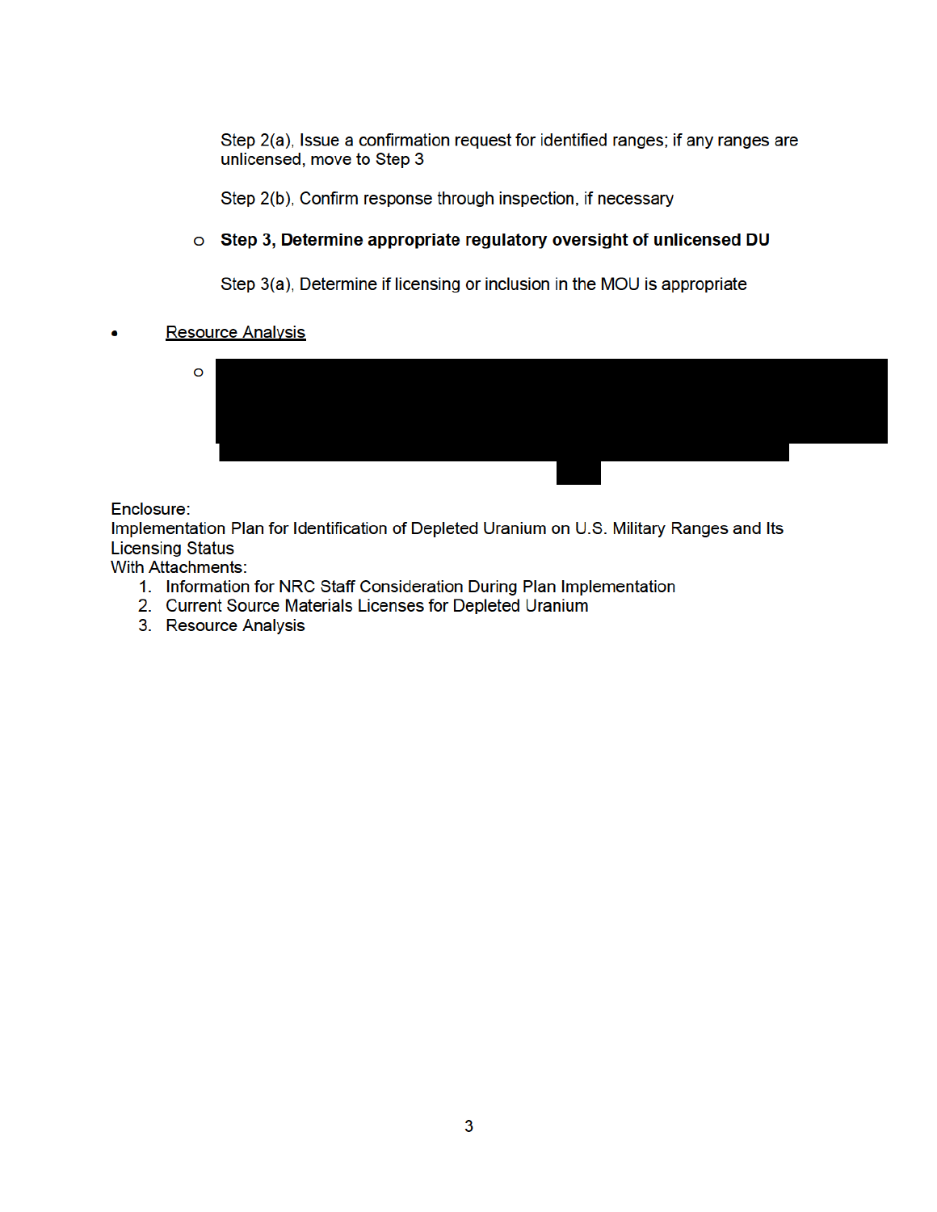Step 2(a), Issue a confirmation request for identified ranges; if any ranges are unlicensed, move to Step 3

Step 2(b), Confirm response through inspection, if necessary

- **Step 3, Determine appropriate regulatory oversight of unlicensed DU**

  Step 3(a), Determine if licensing or inclusion in the MOU is appropriate

- <u>Resource Analysis</u>
  - [REDACTED]

Enclosure:
Implementation Plan for Identification of Depleted Uranium on U.S. Military Ranges and Its Licensing Status
With Attachments:

1. Information for NRC Staff Consideration During Plan Implementation
2. Current Source Materials Licenses for Depleted Uranium
3. Resource Analysis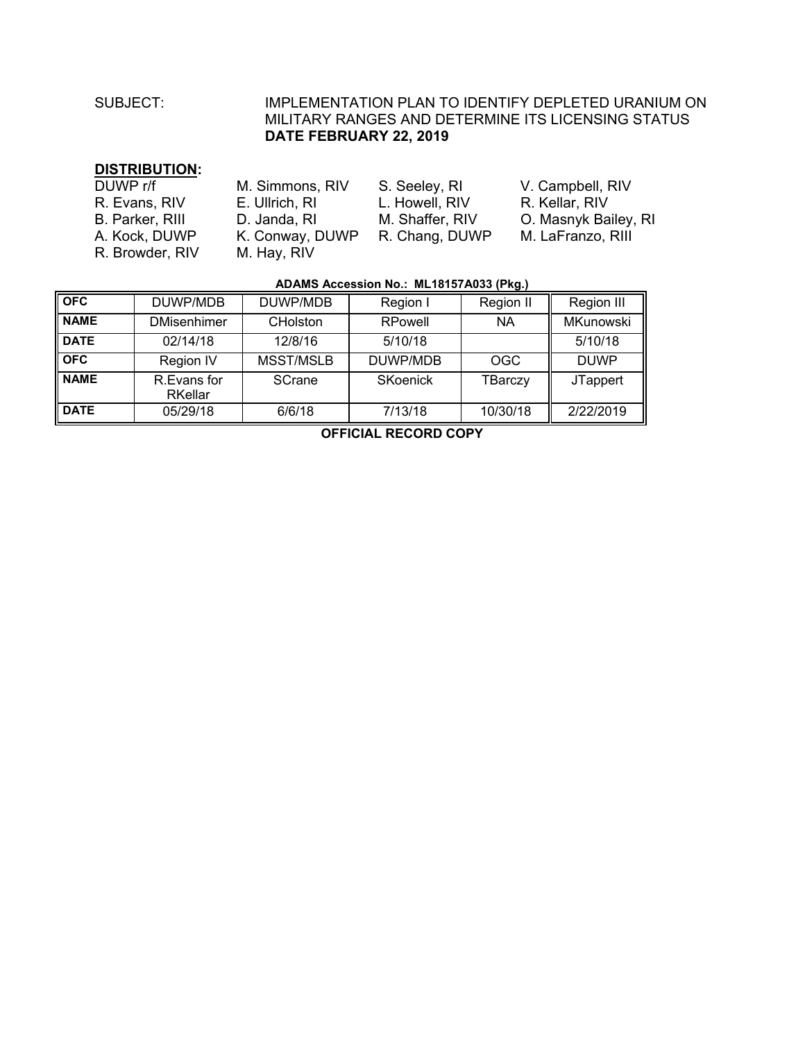SUBJECT: IMPLEMENTATION PLAN TO IDENTIFY DEPLETED URANIUM ON MILITARY RANGES AND DETERMINE ITS LICENSING STATUS
**DATE FEBRUARY 22, 2019**

**DISTRIBUTION:**

| | | | |
|---|---|---|---|
| DUWP r/f | M. Simmons, RIV | S. Seeley, RI | V. Campbell, RIV |
| R. Evans, RIV | E. Ullrich, RI | L. Howell, RIV | R. Kellar, RIV |
| B. Parker, RIII | D. Janda, RI | M. Shaffer, RIV | O. Masnyk Bailey, RI |
| A. Kock, DUWP | K. Conway, DUWP | R. Chang, DUWP | M. LaFranzo, RIII |
| R. Browder, RIV | M. Hay, RIV | | |

**ADAMS Accession No.: ML18157A033 (Pkg.)**

| **OFC** | DUWP/MDB | DUWP/MDB | Region I | Region II | Region III |
|---|---|---|---|---|---|
| **NAME** | DMisenhimer | CHolston | RPowell | NA | MKunowski |
| **DATE** | 02/14/18 | 12/8/16 | 5/10/18 | | 5/10/18 |
| **OFC** | Region IV | MSST/MSLB | DUWP/MDB | OGC | DUWP |
| **NAME** | R.Evans for RKellar | SCrane | SKoenick | TBarczy | JTappert |
| **DATE** | 05/29/18 | 6/6/18 | 7/13/18 | 10/30/18 | 2/22/2019 |

**OFFICIAL RECORD COPY**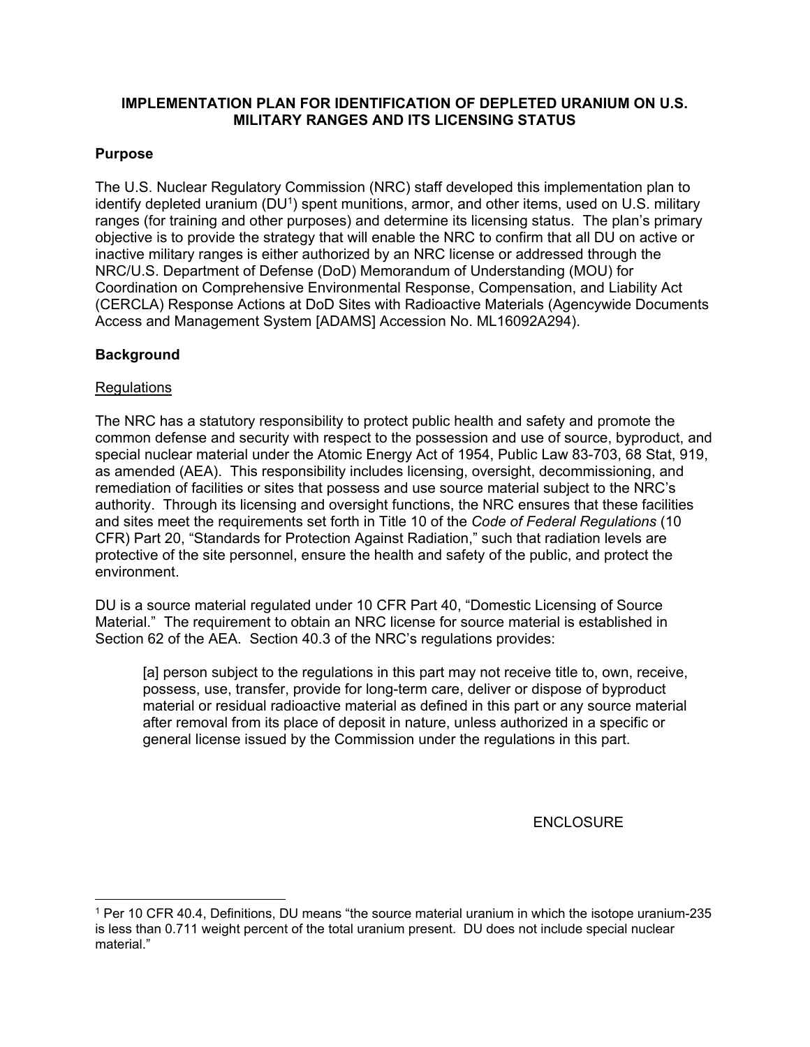# IMPLEMENTATION PLAN FOR IDENTIFICATION OF DEPLETED URANIUM ON U.S. MILITARY RANGES AND ITS LICENSING STATUS

## Purpose

The U.S. Nuclear Regulatory Commission (NRC) staff developed this implementation plan to identify depleted uranium (DU[1]) spent munitions, armor, and other items, used on U.S. military ranges (for training and other purposes) and determine its licensing status. The plan's primary objective is to provide the strategy that will enable the NRC to confirm that all DU on active or inactive military ranges is either authorized by an NRC license or addressed through the NRC/U.S. Department of Defense (DoD) Memorandum of Understanding (MOU) for Coordination on Comprehensive Environmental Response, Compensation, and Liability Act (CERCLA) Response Actions at DoD Sites with Radioactive Materials (Agencywide Documents Access and Management System [ADAMS] Accession No. ML16092A294).

## Background

### Regulations

The NRC has a statutory responsibility to protect public health and safety and promote the common defense and security with respect to the possession and use of source, byproduct, and special nuclear material under the Atomic Energy Act of 1954, Public Law 83-703, 68 Stat, 919, as amended (AEA). This responsibility includes licensing, oversight, decommissioning, and remediation of facilities or sites that possess and use source material subject to the NRC's authority. Through its licensing and oversight functions, the NRC ensures that these facilities and sites meet the requirements set forth in Title 10 of the *Code of Federal Regulations* (10 CFR) Part 20, "Standards for Protection Against Radiation," such that radiation levels are protective of the site personnel, ensure the health and safety of the public, and protect the environment.

DU is a source material regulated under 10 CFR Part 40, "Domestic Licensing of Source Material." The requirement to obtain an NRC license for source material is established in Section 62 of the AEA. Section 40.3 of the NRC's regulations provides:

> [a] person subject to the regulations in this part may not receive title to, own, receive, possess, use, transfer, provide for long-term care, deliver or dispose of byproduct material or residual radioactive material as defined in this part or any source material after removal from its place of deposit in nature, unless authorized in a specific or general license issued by the Commission under the regulations in this part.

ENCLOSURE

[1] Per 10 CFR 40.4, Definitions, DU means "the source material uranium in which the isotope uranium-235 is less than 0.711 weight percent of the total uranium present. DU does not include special nuclear material."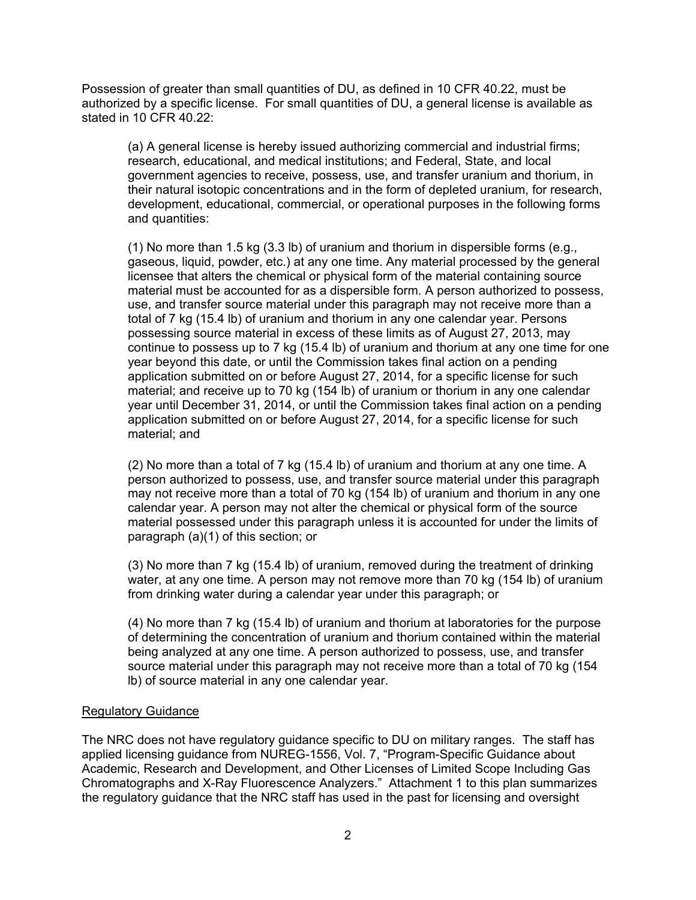Possession of greater than small quantities of DU, as defined in 10 CFR 40.22, must be authorized by a specific license. For small quantities of DU, a general license is available as stated in 10 CFR 40.22:

> (a) A general license is hereby issued authorizing commercial and industrial firms; research, educational, and medical institutions; and Federal, State, and local government agencies to receive, possess, use, and transfer uranium and thorium, in their natural isotopic concentrations and in the form of depleted uranium, for research, development, educational, commercial, or operational purposes in the following forms and quantities:
>
> (1) No more than 1.5 kg (3.3 lb) of uranium and thorium in dispersible forms (e.g., gaseous, liquid, powder, etc.) at any one time. Any material processed by the general licensee that alters the chemical or physical form of the material containing source material must be accounted for as a dispersible form. A person authorized to possess, use, and transfer source material under this paragraph may not receive more than a total of 7 kg (15.4 lb) of uranium and thorium in any one calendar year. Persons possessing source material in excess of these limits as of August 27, 2013, may continue to possess up to 7 kg (15.4 lb) of uranium and thorium at any one time for one year beyond this date, or until the Commission takes final action on a pending application submitted on or before August 27, 2014, for a specific license for such material; and receive up to 70 kg (154 lb) of uranium or thorium in any one calendar year until December 31, 2014, or until the Commission takes final action on a pending application submitted on or before August 27, 2014, for a specific license for such material; and
>
> (2) No more than a total of 7 kg (15.4 lb) of uranium and thorium at any one time. A person authorized to possess, use, and transfer source material under this paragraph may not receive more than a total of 70 kg (154 lb) of uranium and thorium in any one calendar year. A person may not alter the chemical or physical form of the source material possessed under this paragraph unless it is accounted for under the limits of paragraph (a)(1) of this section; or
>
> (3) No more than 7 kg (15.4 lb) of uranium, removed during the treatment of drinking water, at any one time. A person may not remove more than 70 kg (154 lb) of uranium from drinking water during a calendar year under this paragraph; or
>
> (4) No more than 7 kg (15.4 lb) of uranium and thorium at laboratories for the purpose of determining the concentration of uranium and thorium contained within the material being analyzed at any one time. A person authorized to possess, use, and transfer source material under this paragraph may not receive more than a total of 70 kg (154 lb) of source material in any one calendar year.

Regulatory Guidance

The NRC does not have regulatory guidance specific to DU on military ranges. The staff has applied licensing guidance from NUREG-1556, Vol. 7, "Program-Specific Guidance about Academic, Research and Development, and Other Licenses of Limited Scope Including Gas Chromatographs and X-Ray Fluorescence Analyzers." Attachment 1 to this plan summarizes the regulatory guidance that the NRC staff has used in the past for licensing and oversight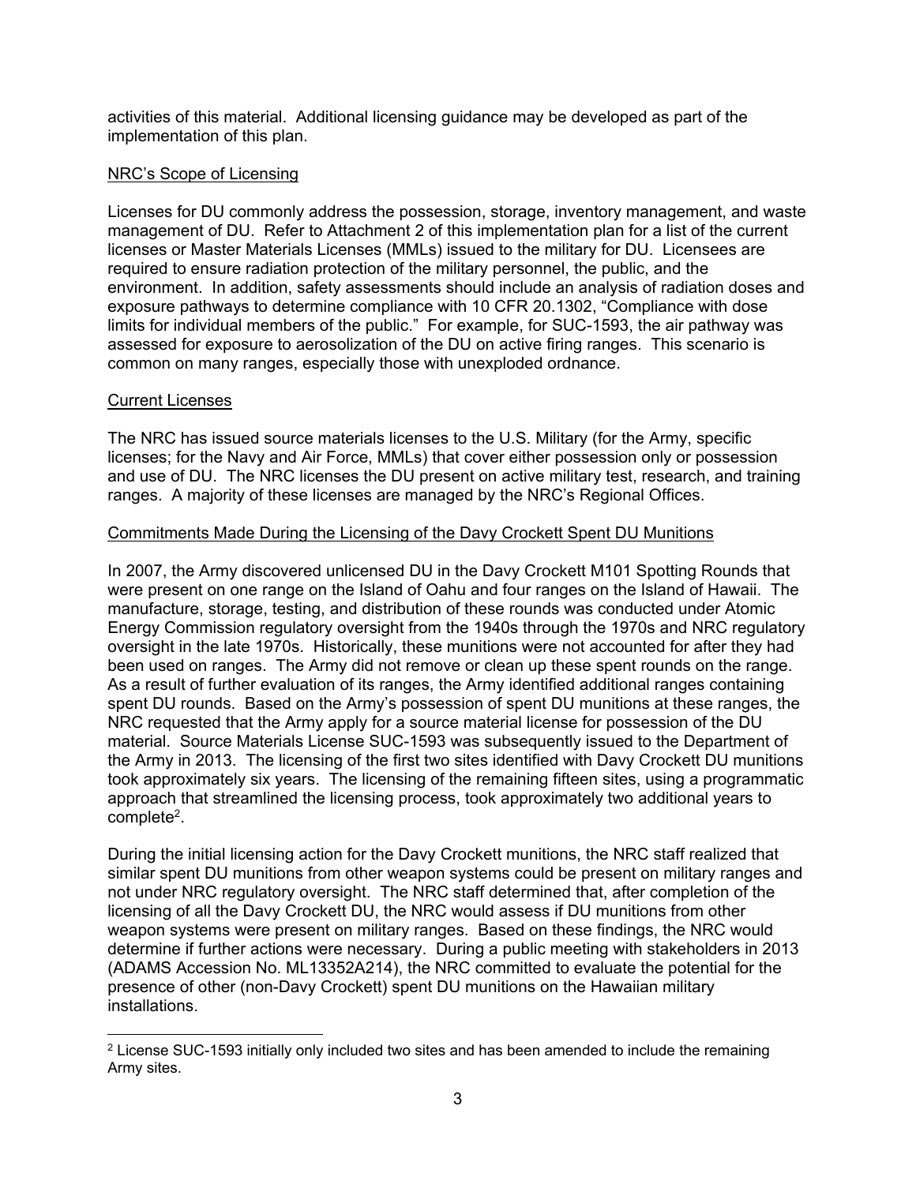activities of this material. Additional licensing guidance may be developed as part of the implementation of this plan.

## NRC's Scope of Licensing

Licenses for DU commonly address the possession, storage, inventory management, and waste management of DU. Refer to Attachment 2 of this implementation plan for a list of the current licenses or Master Materials Licenses (MMLs) issued to the military for DU. Licensees are required to ensure radiation protection of the military personnel, the public, and the environment. In addition, safety assessments should include an analysis of radiation doses and exposure pathways to determine compliance with 10 CFR 20.1302, "Compliance with dose limits for individual members of the public." For example, for SUC-1593, the air pathway was assessed for exposure to aerosolization of the DU on active firing ranges. This scenario is common on many ranges, especially those with unexploded ordnance.

## Current Licenses

The NRC has issued source materials licenses to the U.S. Military (for the Army, specific licenses; for the Navy and Air Force, MMLs) that cover either possession only or possession and use of DU. The NRC licenses the DU present on active military test, research, and training ranges. A majority of these licenses are managed by the NRC's Regional Offices.

## Commitments Made During the Licensing of the Davy Crockett Spent DU Munitions

In 2007, the Army discovered unlicensed DU in the Davy Crockett M101 Spotting Rounds that were present on one range on the Island of Oahu and four ranges on the Island of Hawaii. The manufacture, storage, testing, and distribution of these rounds was conducted under Atomic Energy Commission regulatory oversight from the 1940s through the 1970s and NRC regulatory oversight in the late 1970s. Historically, these munitions were not accounted for after they had been used on ranges. The Army did not remove or clean up these spent rounds on the range. As a result of further evaluation of its ranges, the Army identified additional ranges containing spent DU rounds. Based on the Army's possession of spent DU munitions at these ranges, the NRC requested that the Army apply for a source material license for possession of the DU material. Source Materials License SUC-1593 was subsequently issued to the Department of the Army in 2013. The licensing of the first two sites identified with Davy Crockett DU munitions took approximately six years. The licensing of the remaining fifteen sites, using a programmatic approach that streamlined the licensing process, took approximately two additional years to complete[2].

During the initial licensing action for the Davy Crockett munitions, the NRC staff realized that similar spent DU munitions from other weapon systems could be present on military ranges and not under NRC regulatory oversight. The NRC staff determined that, after completion of the licensing of all the Davy Crockett DU, the NRC would assess if DU munitions from other weapon systems were present on military ranges. Based on these findings, the NRC would determine if further actions were necessary. During a public meeting with stakeholders in 2013 (ADAMS Accession No. ML13352A214), the NRC committed to evaluate the potential for the presence of other (non-Davy Crockett) spent DU munitions on the Hawaiian military installations.

---

[2] License SUC-1593 initially only included two sites and has been amended to include the remaining Army sites.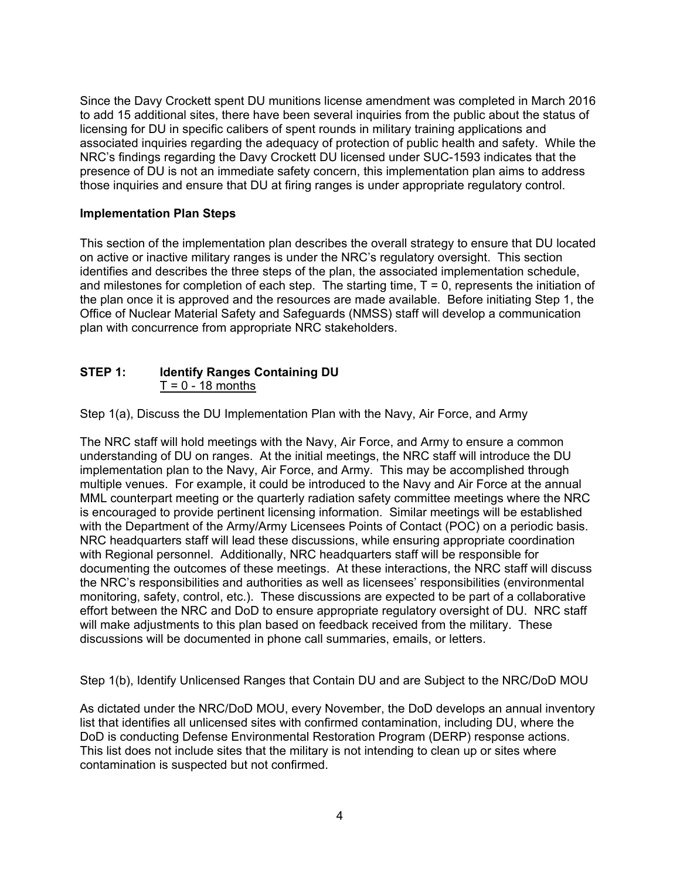Since the Davy Crockett spent DU munitions license amendment was completed in March 2016 to add 15 additional sites, there have been several inquiries from the public about the status of licensing for DU in specific calibers of spent rounds in military training applications and associated inquiries regarding the adequacy of protection of public health and safety. While the NRC's findings regarding the Davy Crockett DU licensed under SUC-1593 indicates that the presence of DU is not an immediate safety concern, this implementation plan aims to address those inquiries and ensure that DU at firing ranges is under appropriate regulatory control.

**Implementation Plan Steps**

This section of the implementation plan describes the overall strategy to ensure that DU located on active or inactive military ranges is under the NRC's regulatory oversight. This section identifies and describes the three steps of the plan, the associated implementation schedule, and milestones for completion of each step. The starting time, T = 0, represents the initiation of the plan once it is approved and the resources are made available. Before initiating Step 1, the Office of Nuclear Material Safety and Safeguards (NMSS) staff will develop a communication plan with concurrence from appropriate NRC stakeholders.

**STEP 1: Identify Ranges Containing DU**
<u>T = 0 - 18 months</u>

Step 1(a), Discuss the DU Implementation Plan with the Navy, Air Force, and Army

The NRC staff will hold meetings with the Navy, Air Force, and Army to ensure a common understanding of DU on ranges. At the initial meetings, the NRC staff will introduce the DU implementation plan to the Navy, Air Force, and Army. This may be accomplished through multiple venues. For example, it could be introduced to the Navy and Air Force at the annual MML counterpart meeting or the quarterly radiation safety committee meetings where the NRC is encouraged to provide pertinent licensing information. Similar meetings will be established with the Department of the Army/Army Licensees Points of Contact (POC) on a periodic basis. NRC headquarters staff will lead these discussions, while ensuring appropriate coordination with Regional personnel. Additionally, NRC headquarters staff will be responsible for documenting the outcomes of these meetings. At these interactions, the NRC staff will discuss the NRC's responsibilities and authorities as well as licensees' responsibilities (environmental monitoring, safety, control, etc.). These discussions are expected to be part of a collaborative effort between the NRC and DoD to ensure appropriate regulatory oversight of DU. NRC staff will make adjustments to this plan based on feedback received from the military. These discussions will be documented in phone call summaries, emails, or letters.

Step 1(b), Identify Unlicensed Ranges that Contain DU and are Subject to the NRC/DoD MOU

As dictated under the NRC/DoD MOU, every November, the DoD develops an annual inventory list that identifies all unlicensed sites with confirmed contamination, including DU, where the DoD is conducting Defense Environmental Restoration Program (DERP) response actions. This list does not include sites that the military is not intending to clean up or sites where contamination is suspected but not confirmed.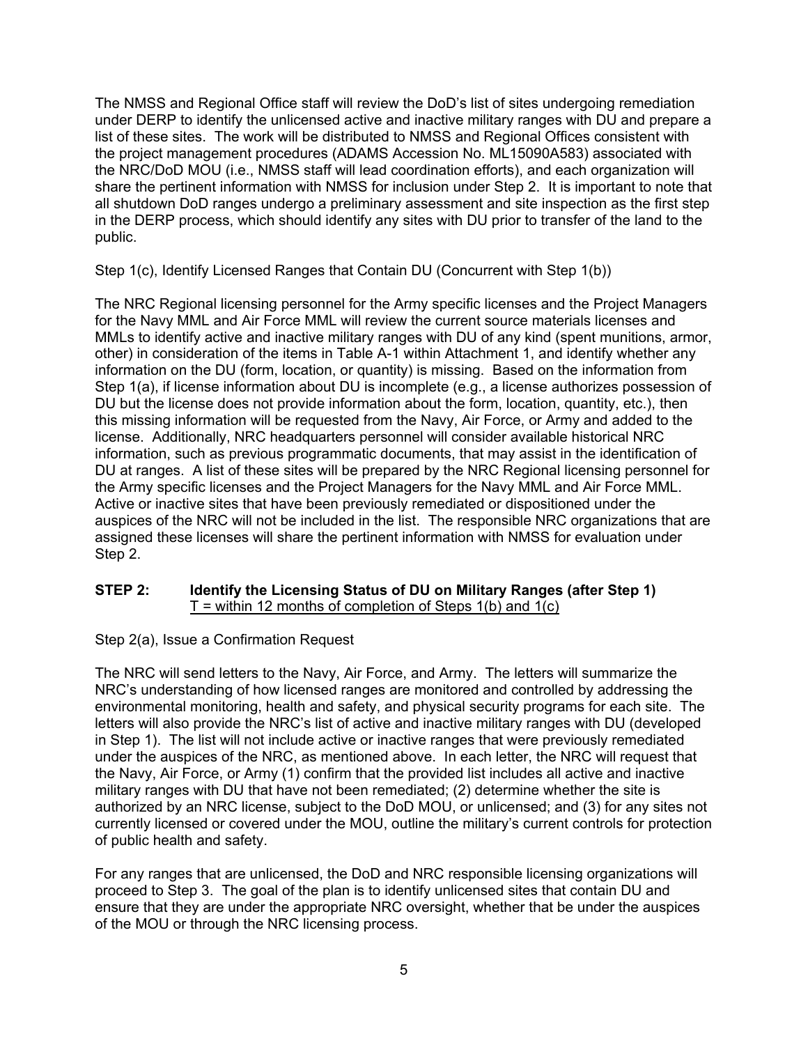The NMSS and Regional Office staff will review the DoD's list of sites undergoing remediation under DERP to identify the unlicensed active and inactive military ranges with DU and prepare a list of these sites. The work will be distributed to NMSS and Regional Offices consistent with the project management procedures (ADAMS Accession No. ML15090A583) associated with the NRC/DoD MOU (i.e., NMSS staff will lead coordination efforts), and each organization will share the pertinent information with NMSS for inclusion under Step 2. It is important to note that all shutdown DoD ranges undergo a preliminary assessment and site inspection as the first step in the DERP process, which should identify any sites with DU prior to transfer of the land to the public.

Step 1(c), Identify Licensed Ranges that Contain DU (Concurrent with Step 1(b))

The NRC Regional licensing personnel for the Army specific licenses and the Project Managers for the Navy MML and Air Force MML will review the current source materials licenses and MMLs to identify active and inactive military ranges with DU of any kind (spent munitions, armor, other) in consideration of the items in Table A-1 within Attachment 1, and identify whether any information on the DU (form, location, or quantity) is missing. Based on the information from Step 1(a), if license information about DU is incomplete (e.g., a license authorizes possession of DU but the license does not provide information about the form, location, quantity, etc.), then this missing information will be requested from the Navy, Air Force, or Army and added to the license. Additionally, NRC headquarters personnel will consider available historical NRC information, such as previous programmatic documents, that may assist in the identification of DU at ranges. A list of these sites will be prepared by the NRC Regional licensing personnel for the Army specific licenses and the Project Managers for the Navy MML and Air Force MML. Active or inactive sites that have been previously remediated or dispositioned under the auspices of the NRC will not be included in the list. The responsible NRC organizations that are assigned these licenses will share the pertinent information with NMSS for evaluation under Step 2.

**STEP 2: Identify the Licensing Status of DU on Military Ranges (after Step 1)**
T = within 12 months of completion of Steps 1(b) and 1(c)

Step 2(a), Issue a Confirmation Request

The NRC will send letters to the Navy, Air Force, and Army. The letters will summarize the NRC's understanding of how licensed ranges are monitored and controlled by addressing the environmental monitoring, health and safety, and physical security programs for each site. The letters will also provide the NRC's list of active and inactive military ranges with DU (developed in Step 1). The list will not include active or inactive ranges that were previously remediated under the auspices of the NRC, as mentioned above. In each letter, the NRC will request that the Navy, Air Force, or Army (1) confirm that the provided list includes all active and inactive military ranges with DU that have not been remediated; (2) determine whether the site is authorized by an NRC license, subject to the DoD MOU, or unlicensed; and (3) for any sites not currently licensed or covered under the MOU, outline the military's current controls for protection of public health and safety.

For any ranges that are unlicensed, the DoD and NRC responsible licensing organizations will proceed to Step 3. The goal of the plan is to identify unlicensed sites that contain DU and ensure that they are under the appropriate NRC oversight, whether that be under the auspices of the MOU or through the NRC licensing process.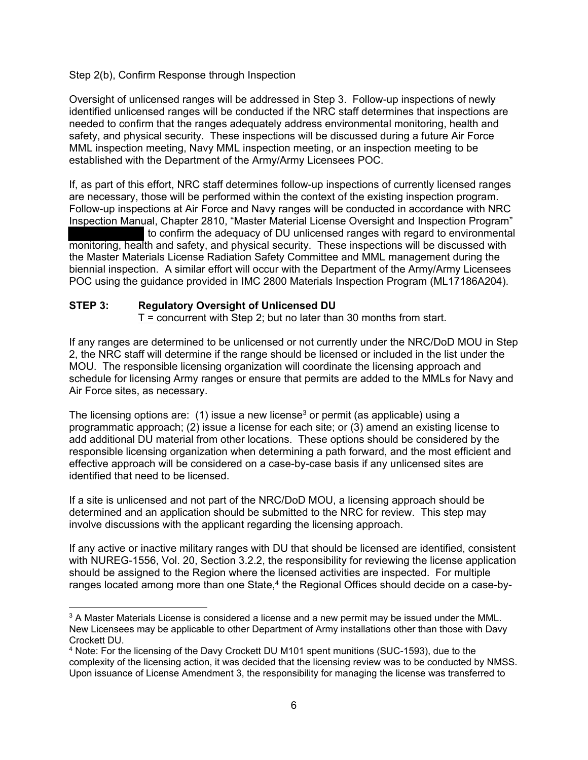Step 2(b), Confirm Response through Inspection

Oversight of unlicensed ranges will be addressed in Step 3. Follow-up inspections of newly identified unlicensed ranges will be conducted if the NRC staff determines that inspections are needed to confirm that the ranges adequately address environmental monitoring, health and safety, and physical security. These inspections will be discussed during a future Air Force MML inspection meeting, Navy MML inspection meeting, or an inspection meeting to be established with the Department of the Army/Army Licensees POC.

If, as part of this effort, NRC staff determines follow-up inspections of currently licensed ranges are necessary, those will be performed within the context of the existing inspection program. Follow-up inspections at Air Force and Navy ranges will be conducted in accordance with NRC Inspection Manual, Chapter 2810, "Master Material License Oversight and Inspection Program" ██████████ to confirm the adequacy of DU unlicensed ranges with regard to environmental monitoring, health and safety, and physical security. These inspections will be discussed with the Master Materials License Radiation Safety Committee and MML management during the biennial inspection. A similar effort will occur with the Department of the Army/Army Licensees POC using the guidance provided in IMC 2800 Materials Inspection Program (ML17186A204).

**STEP 3: Regulatory Oversight of Unlicensed DU**

T = concurrent with Step 2; but no later than 30 months from start.

If any ranges are determined to be unlicensed or not currently under the NRC/DoD MOU in Step 2, the NRC staff will determine if the range should be licensed or included in the list under the MOU. The responsible licensing organization will coordinate the licensing approach and schedule for licensing Army ranges or ensure that permits are added to the MMLs for Navy and Air Force sites, as necessary.

The licensing options are: (1) issue a new license[3] or permit (as applicable) using a programmatic approach; (2) issue a license for each site; or (3) amend an existing license to add additional DU material from other locations. These options should be considered by the responsible licensing organization when determining a path forward, and the most efficient and effective approach will be considered on a case-by-case basis if any unlicensed sites are identified that need to be licensed.

If a site is unlicensed and not part of the NRC/DoD MOU, a licensing approach should be determined and an application should be submitted to the NRC for review. This step may involve discussions with the applicant regarding the licensing approach.

If any active or inactive military ranges with DU that should be licensed are identified, consistent with NUREG-1556, Vol. 20, Section 3.2.2, the responsibility for reviewing the license application should be assigned to the Region where the licensed activities are inspected. For multiple ranges located among more than one State,[4] the Regional Offices should decide on a case-by-

---

[3] A Master Materials License is considered a license and a new permit may be issued under the MML. New Licensees may be applicable to other Department of Army installations other than those with Davy Crockett DU.

[4] Note: For the licensing of the Davy Crockett DU M101 spent munitions (SUC-1593), due to the complexity of the licensing action, it was decided that the licensing review was to be conducted by NMSS. Upon issuance of License Amendment 3, the responsibility for managing the license was transferred to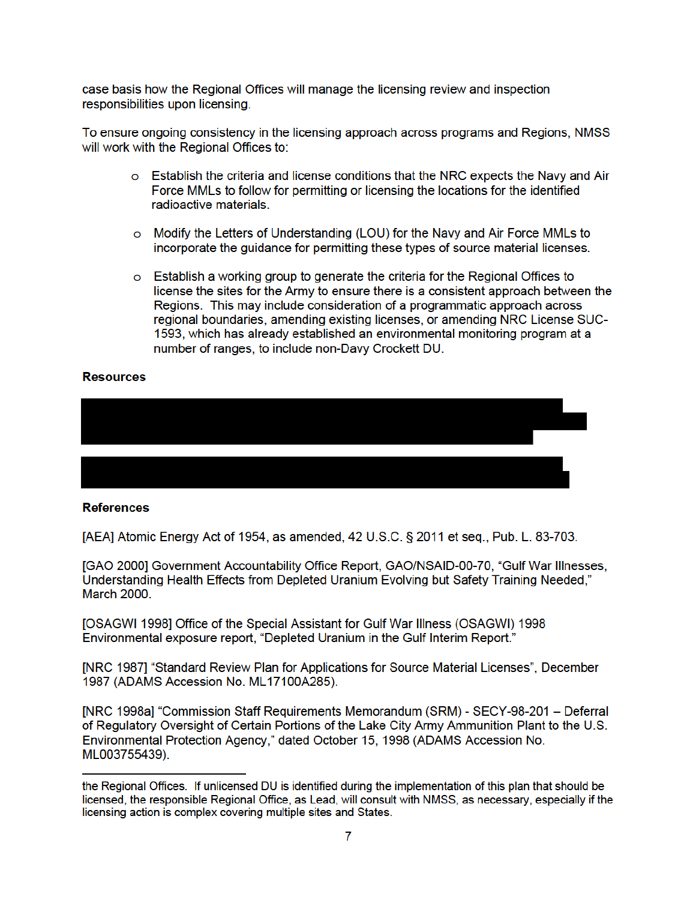case basis how the Regional Offices will manage the licensing review and inspection responsibilities upon licensing.

To ensure ongoing consistency in the licensing approach across programs and Regions, NMSS will work with the Regional Offices to:

- Establish the criteria and license conditions that the NRC expects the Navy and Air Force MMLs to follow for permitting or licensing the locations for the identified radioactive materials.
- Modify the Letters of Understanding (LOU) for the Navy and Air Force MMLs to incorporate the guidance for permitting these types of source material licenses.
- Establish a working group to generate the criteria for the Regional Offices to license the sites for the Army to ensure there is a consistent approach between the Regions. This may include consideration of a programmatic approach across regional boundaries, amending existing licenses, or amending NRC License SUC-1593, which has already established an environmental monitoring program at a number of ranges, to include non-Davy Crockett DU.

**Resources**

**References**

[AEA] Atomic Energy Act of 1954, as amended, 42 U.S.C. § 2011 et seq., Pub. L. 83-703.

[GAO 2000] Government Accountability Office Report, GAO/NSAID-00-70, "Gulf War Illnesses, Understanding Health Effects from Depleted Uranium Evolving but Safety Training Needed," March 2000.

[OSAGWI 1998] Office of the Special Assistant for Gulf War Illness (OSAGWI) 1998 Environmental exposure report, "Depleted Uranium in the Gulf Interim Report."

[NRC 1987] "Standard Review Plan for Applications for Source Material Licenses", December 1987 (ADAMS Accession No. ML17100A285).

[NRC 1998a] "Commission Staff Requirements Memorandum (SRM) - SECY-98-201 – Deferral of Regulatory Oversight of Certain Portions of the Lake City Army Ammunition Plant to the U.S. Environmental Protection Agency," dated October 15, 1998 (ADAMS Accession No. ML003755439).

---

the Regional Offices. If unlicensed DU is identified during the implementation of this plan that should be licensed, the responsible Regional Office, as Lead, will consult with NMSS, as necessary, especially if the licensing action is complex covering multiple sites and States.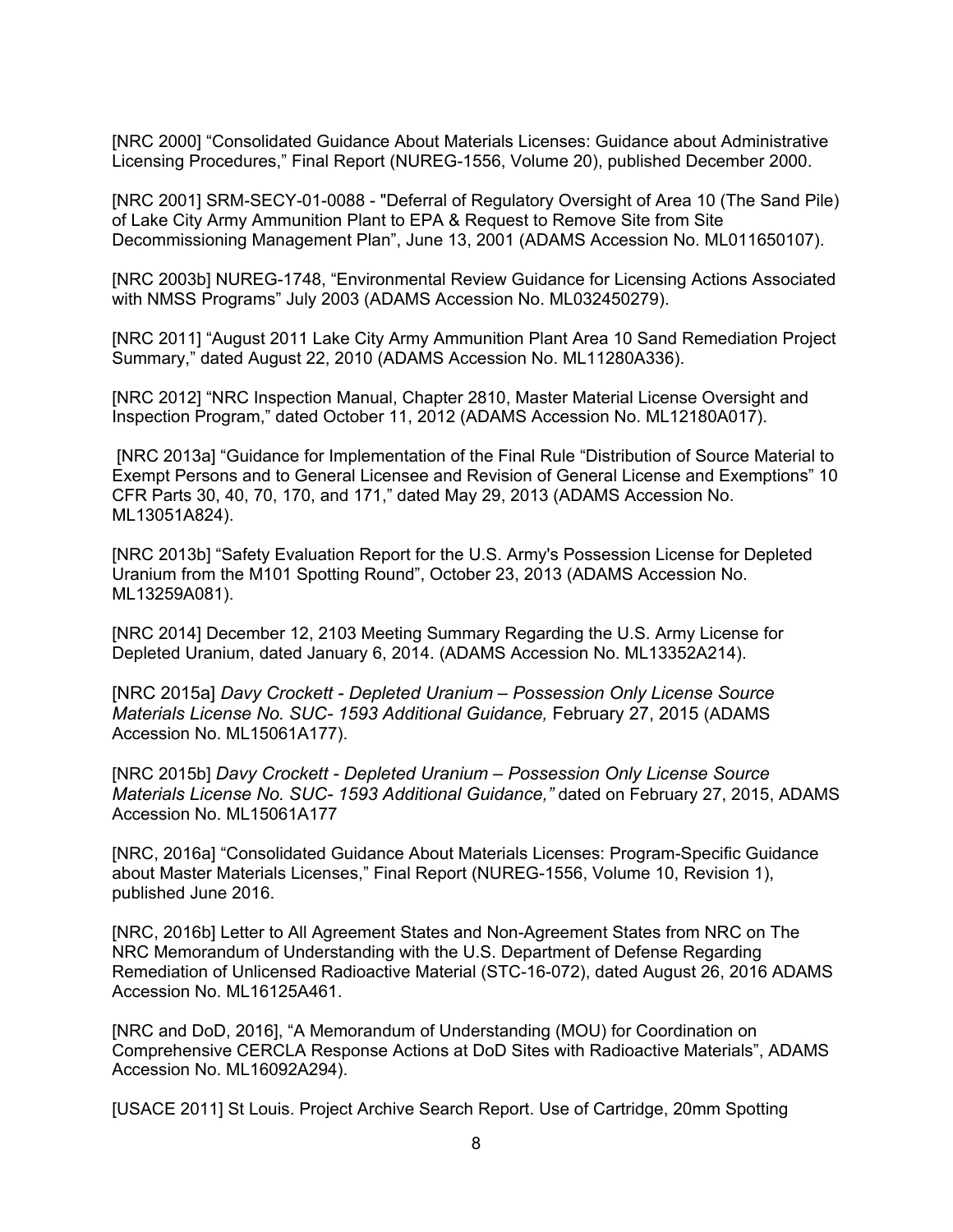[NRC 2000] “Consolidated Guidance About Materials Licenses: Guidance about Administrative Licensing Procedures,” Final Report (NUREG-1556, Volume 20), published December 2000.

[NRC 2001] SRM-SECY-01-0088 - "Deferral of Regulatory Oversight of Area 10 (The Sand Pile) of Lake City Army Ammunition Plant to EPA & Request to Remove Site from Site Decommissioning Management Plan”, June 13, 2001 (ADAMS Accession No. ML011650107).

[NRC 2003b] NUREG-1748, “Environmental Review Guidance for Licensing Actions Associated with NMSS Programs” July 2003 (ADAMS Accession No. ML032450279).

[NRC 2011] “August 2011 Lake City Army Ammunition Plant Area 10 Sand Remediation Project Summary,” dated August 22, 2010 (ADAMS Accession No. ML11280A336).

[NRC 2012] “NRC Inspection Manual, Chapter 2810, Master Material License Oversight and Inspection Program,” dated October 11, 2012 (ADAMS Accession No. ML12180A017).

[NRC 2013a] “Guidance for Implementation of the Final Rule “Distribution of Source Material to Exempt Persons and to General Licensee and Revision of General License and Exemptions” 10 CFR Parts 30, 40, 70, 170, and 171,” dated May 29, 2013 (ADAMS Accession No. ML13051A824).

[NRC 2013b] “Safety Evaluation Report for the U.S. Army's Possession License for Depleted Uranium from the M101 Spotting Round”, October 23, 2013 (ADAMS Accession No. ML13259A081).

[NRC 2014] December 12, 2103 Meeting Summary Regarding the U.S. Army License for Depleted Uranium, dated January 6, 2014. (ADAMS Accession No. ML13352A214).

[NRC 2015a] *Davy Crockett - Depleted Uranium – Possession Only License Source Materials License No. SUC- 1593 Additional Guidance,* February 27, 2015 (ADAMS Accession No. ML15061A177).

[NRC 2015b] *Davy Crockett - Depleted Uranium – Possession Only License Source Materials License No. SUC- 1593 Additional Guidance,”* dated on February 27, 2015, ADAMS Accession No. ML15061A177

[NRC, 2016a] “Consolidated Guidance About Materials Licenses: Program-Specific Guidance about Master Materials Licenses,” Final Report (NUREG-1556, Volume 10, Revision 1), published June 2016.

[NRC, 2016b] Letter to All Agreement States and Non-Agreement States from NRC on The NRC Memorandum of Understanding with the U.S. Department of Defense Regarding Remediation of Unlicensed Radioactive Material (STC-16-072), dated August 26, 2016 ADAMS Accession No. ML16125A461.

[NRC and DoD, 2016], “A Memorandum of Understanding (MOU) for Coordination on Comprehensive CERCLA Response Actions at DoD Sites with Radioactive Materials”, ADAMS Accession No. ML16092A294).

[USACE 2011] St Louis. Project Archive Search Report. Use of Cartridge, 20mm Spotting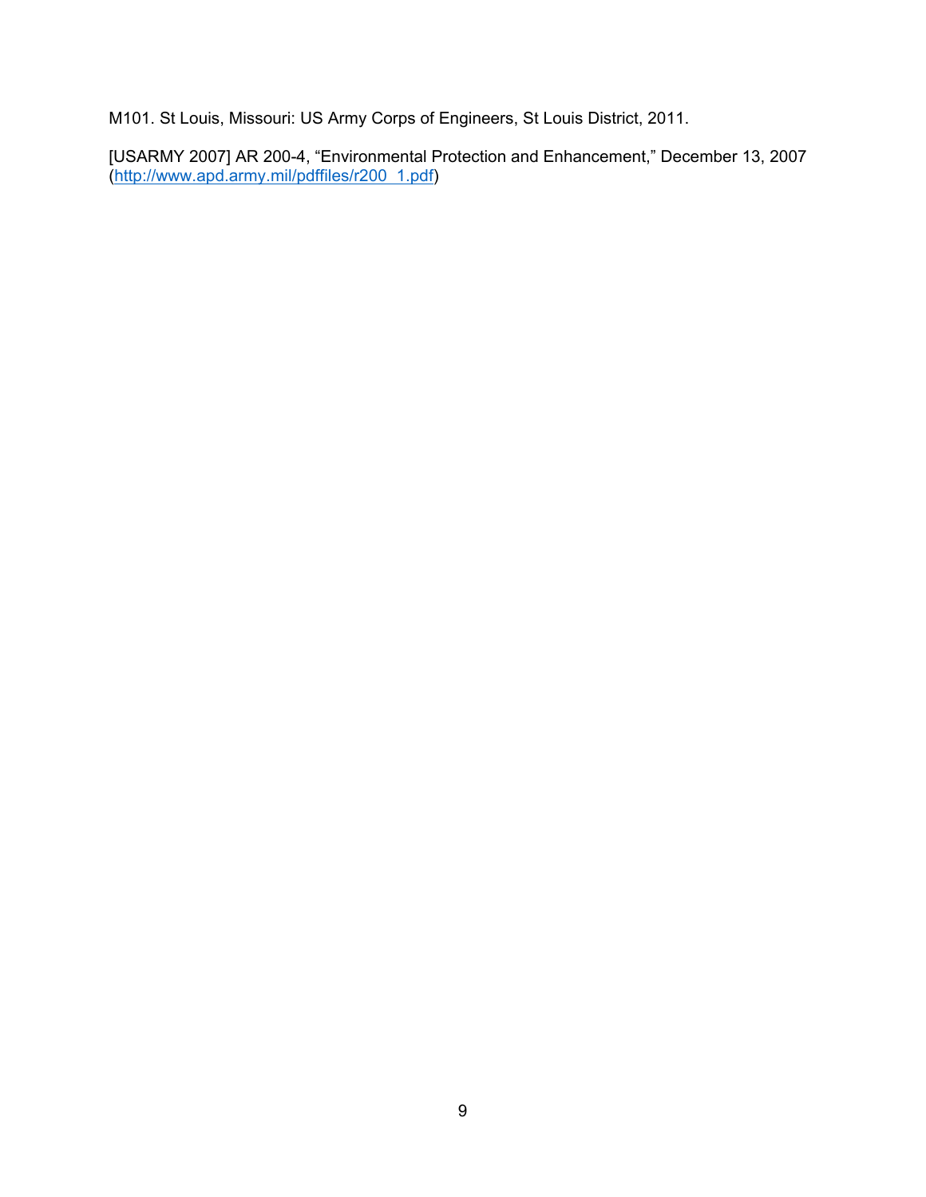M101. St Louis, Missouri: US Army Corps of Engineers, St Louis District, 2011.

[USARMY 2007] AR 200-4, “Environmental Protection and Enhancement,” December 13, 2007 (http://www.apd.army.mil/pdffiles/r200_1.pdf)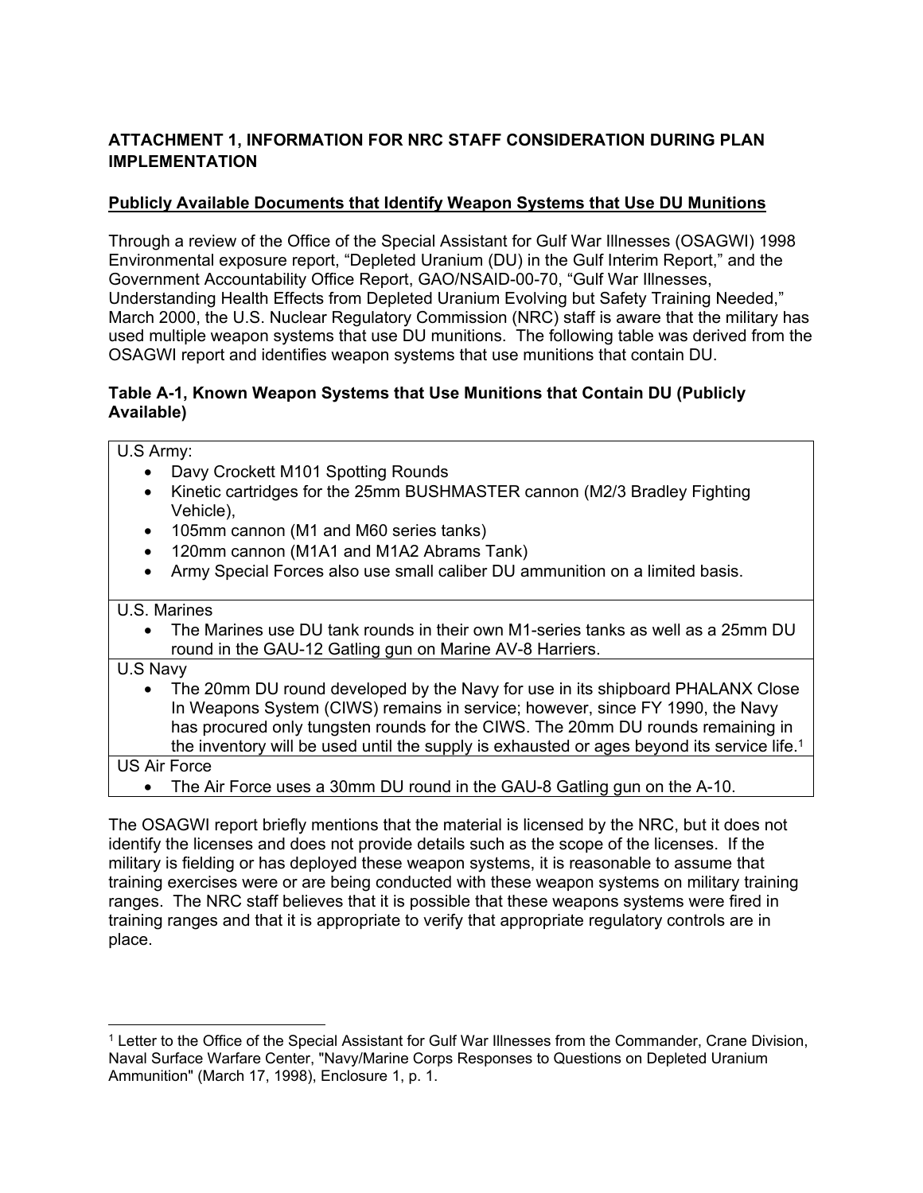**ATTACHMENT 1, INFORMATION FOR NRC STAFF CONSIDERATION DURING PLAN IMPLEMENTATION**

**Publicly Available Documents that Identify Weapon Systems that Use DU Munitions**

Through a review of the Office of the Special Assistant for Gulf War Illnesses (OSAGWI) 1998 Environmental exposure report, "Depleted Uranium (DU) in the Gulf Interim Report," and the Government Accountability Office Report, GAO/NSAID-00-70, "Gulf War Illnesses, Understanding Health Effects from Depleted Uranium Evolving but Safety Training Needed," March 2000, the U.S. Nuclear Regulatory Commission (NRC) staff is aware that the military has used multiple weapon systems that use DU munitions. The following table was derived from the OSAGWI report and identifies weapon systems that use munitions that contain DU.

**Table A-1, Known Weapon Systems that Use Munitions that Contain DU (Publicly Available)**

| |
|---|
| U.S Army:<br>• Davy Crockett M101 Spotting Rounds<br>• Kinetic cartridges for the 25mm BUSHMASTER cannon (M2/3 Bradley Fighting Vehicle),<br>• 105mm cannon (M1 and M60 series tanks)<br>• 120mm cannon (M1A1 and M1A2 Abrams Tank)<br>• Army Special Forces also use small caliber DU ammunition on a limited basis. |
| U.S. Marines<br>• The Marines use DU tank rounds in their own M1-series tanks as well as a 25mm DU round in the GAU-12 Gatling gun on Marine AV-8 Harriers. |
| U.S Navy<br>• The 20mm DU round developed by the Navy for use in its shipboard PHALANX Close In Weapons System (CIWS) remains in service; however, since FY 1990, the Navy has procured only tungsten rounds for the CIWS. The 20mm DU rounds remaining in the inventory will be used until the supply is exhausted or ages beyond its service life.[1] |
| US Air Force<br>• The Air Force uses a 30mm DU round in the GAU-8 Gatling gun on the A-10. |

The OSAGWI report briefly mentions that the material is licensed by the NRC, but it does not identify the licenses and does not provide details such as the scope of the licenses. If the military is fielding or has deployed these weapon systems, it is reasonable to assume that training exercises were or are being conducted with these weapon systems on military training ranges. The NRC staff believes that it is possible that these weapons systems were fired in training ranges and that it is appropriate to verify that appropriate regulatory controls are in place.

[1] Letter to the Office of the Special Assistant for Gulf War Illnesses from the Commander, Crane Division, Naval Surface Warfare Center, "Navy/Marine Corps Responses to Questions on Depleted Uranium Ammunition" (March 17, 1998), Enclosure 1, p. 1.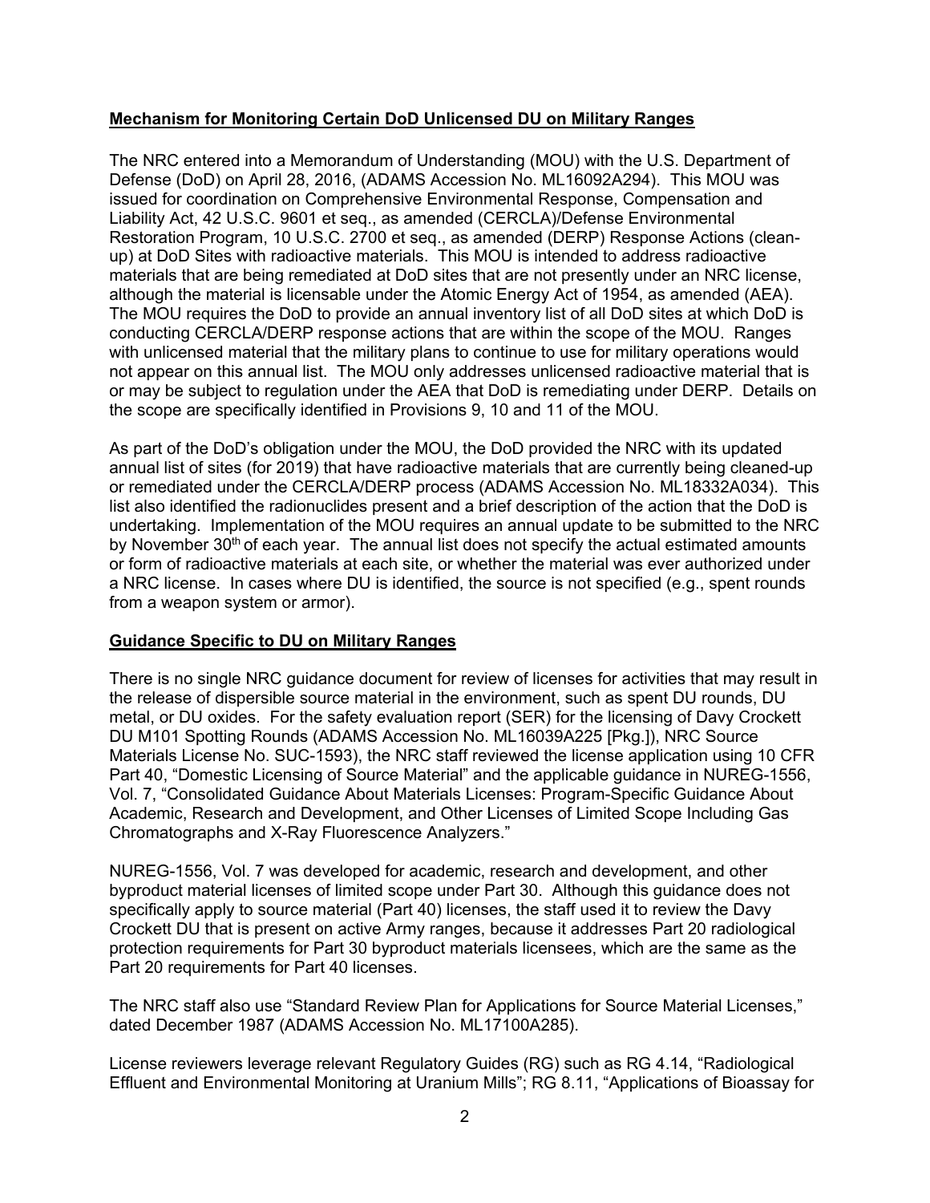**Mechanism for Monitoring Certain DoD Unlicensed DU on Military Ranges**

The NRC entered into a Memorandum of Understanding (MOU) with the U.S. Department of Defense (DoD) on April 28, 2016, (ADAMS Accession No. ML16092A294). This MOU was issued for coordination on Comprehensive Environmental Response, Compensation and Liability Act, 42 U.S.C. 9601 et seq., as amended (CERCLA)/Defense Environmental Restoration Program, 10 U.S.C. 2700 et seq., as amended (DERP) Response Actions (clean-up) at DoD Sites with radioactive materials. This MOU is intended to address radioactive materials that are being remediated at DoD sites that are not presently under an NRC license, although the material is licensable under the Atomic Energy Act of 1954, as amended (AEA). The MOU requires the DoD to provide an annual inventory list of all DoD sites at which DoD is conducting CERCLA/DERP response actions that are within the scope of the MOU. Ranges with unlicensed material that the military plans to continue to use for military operations would not appear on this annual list. The MOU only addresses unlicensed radioactive material that is or may be subject to regulation under the AEA that DoD is remediating under DERP. Details on the scope are specifically identified in Provisions 9, 10 and 11 of the MOU.

As part of the DoD's obligation under the MOU, the DoD provided the NRC with its updated annual list of sites (for 2019) that have radioactive materials that are currently being cleaned-up or remediated under the CERCLA/DERP process (ADAMS Accession No. ML18332A034). This list also identified the radionuclides present and a brief description of the action that the DoD is undertaking. Implementation of the MOU requires an annual update to be submitted to the NRC by November 30th of each year. The annual list does not specify the actual estimated amounts or form of radioactive materials at each site, or whether the material was ever authorized under a NRC license. In cases where DU is identified, the source is not specified (e.g., spent rounds from a weapon system or armor).

**Guidance Specific to DU on Military Ranges**

There is no single NRC guidance document for review of licenses for activities that may result in the release of dispersible source material in the environment, such as spent DU rounds, DU metal, or DU oxides. For the safety evaluation report (SER) for the licensing of Davy Crockett DU M101 Spotting Rounds (ADAMS Accession No. ML16039A225 [Pkg.]), NRC Source Materials License No. SUC-1593), the NRC staff reviewed the license application using 10 CFR Part 40, "Domestic Licensing of Source Material" and the applicable guidance in NUREG-1556, Vol. 7, "Consolidated Guidance About Materials Licenses: Program-Specific Guidance About Academic, Research and Development, and Other Licenses of Limited Scope Including Gas Chromatographs and X-Ray Fluorescence Analyzers."

NUREG-1556, Vol. 7 was developed for academic, research and development, and other byproduct material licenses of limited scope under Part 30. Although this guidance does not specifically apply to source material (Part 40) licenses, the staff used it to review the Davy Crockett DU that is present on active Army ranges, because it addresses Part 20 radiological protection requirements for Part 30 byproduct materials licensees, which are the same as the Part 20 requirements for Part 40 licenses.

The NRC staff also use "Standard Review Plan for Applications for Source Material Licenses," dated December 1987 (ADAMS Accession No. ML17100A285).

License reviewers leverage relevant Regulatory Guides (RG) such as RG 4.14, "Radiological Effluent and Environmental Monitoring at Uranium Mills"; RG 8.11, "Applications of Bioassay for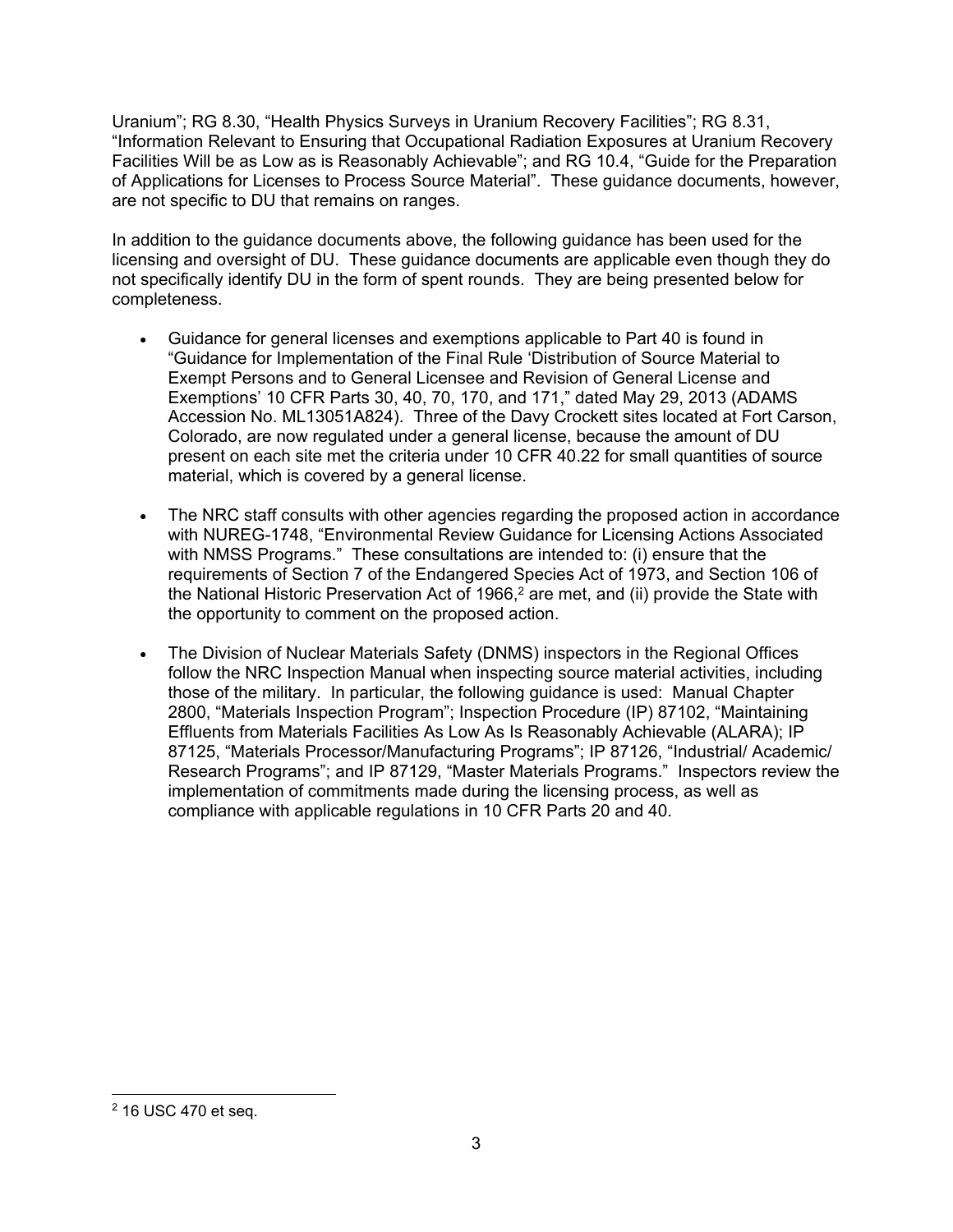Uranium"; RG 8.30, "Health Physics Surveys in Uranium Recovery Facilities"; RG 8.31, "Information Relevant to Ensuring that Occupational Radiation Exposures at Uranium Recovery Facilities Will be as Low as is Reasonably Achievable"; and RG 10.4, "Guide for the Preparation of Applications for Licenses to Process Source Material". These guidance documents, however, are not specific to DU that remains on ranges.

In addition to the guidance documents above, the following guidance has been used for the licensing and oversight of DU. These guidance documents are applicable even though they do not specifically identify DU in the form of spent rounds. They are being presented below for completeness.

- Guidance for general licenses and exemptions applicable to Part 40 is found in "Guidance for Implementation of the Final Rule 'Distribution of Source Material to Exempt Persons and to General Licensee and Revision of General License and Exemptions' 10 CFR Parts 30, 40, 70, 170, and 171," dated May 29, 2013 (ADAMS Accession No. ML13051A824). Three of the Davy Crockett sites located at Fort Carson, Colorado, are now regulated under a general license, because the amount of DU present on each site met the criteria under 10 CFR 40.22 for small quantities of source material, which is covered by a general license.
- The NRC staff consults with other agencies regarding the proposed action in accordance with NUREG-1748, "Environmental Review Guidance for Licensing Actions Associated with NMSS Programs." These consultations are intended to: (i) ensure that the requirements of Section 7 of the Endangered Species Act of 1973, and Section 106 of the National Historic Preservation Act of 1966,[2] are met, and (ii) provide the State with the opportunity to comment on the proposed action.
- The Division of Nuclear Materials Safety (DNMS) inspectors in the Regional Offices follow the NRC Inspection Manual when inspecting source material activities, including those of the military. In particular, the following guidance is used: Manual Chapter 2800, "Materials Inspection Program"; Inspection Procedure (IP) 87102, "Maintaining Effluents from Materials Facilities As Low As Is Reasonably Achievable (ALARA); IP 87125, "Materials Processor/Manufacturing Programs"; IP 87126, "Industrial/ Academic/ Research Programs"; and IP 87129, "Master Materials Programs." Inspectors review the implementation of commitments made during the licensing process, as well as compliance with applicable regulations in 10 CFR Parts 20 and 40.

[2] 16 USC 470 et seq.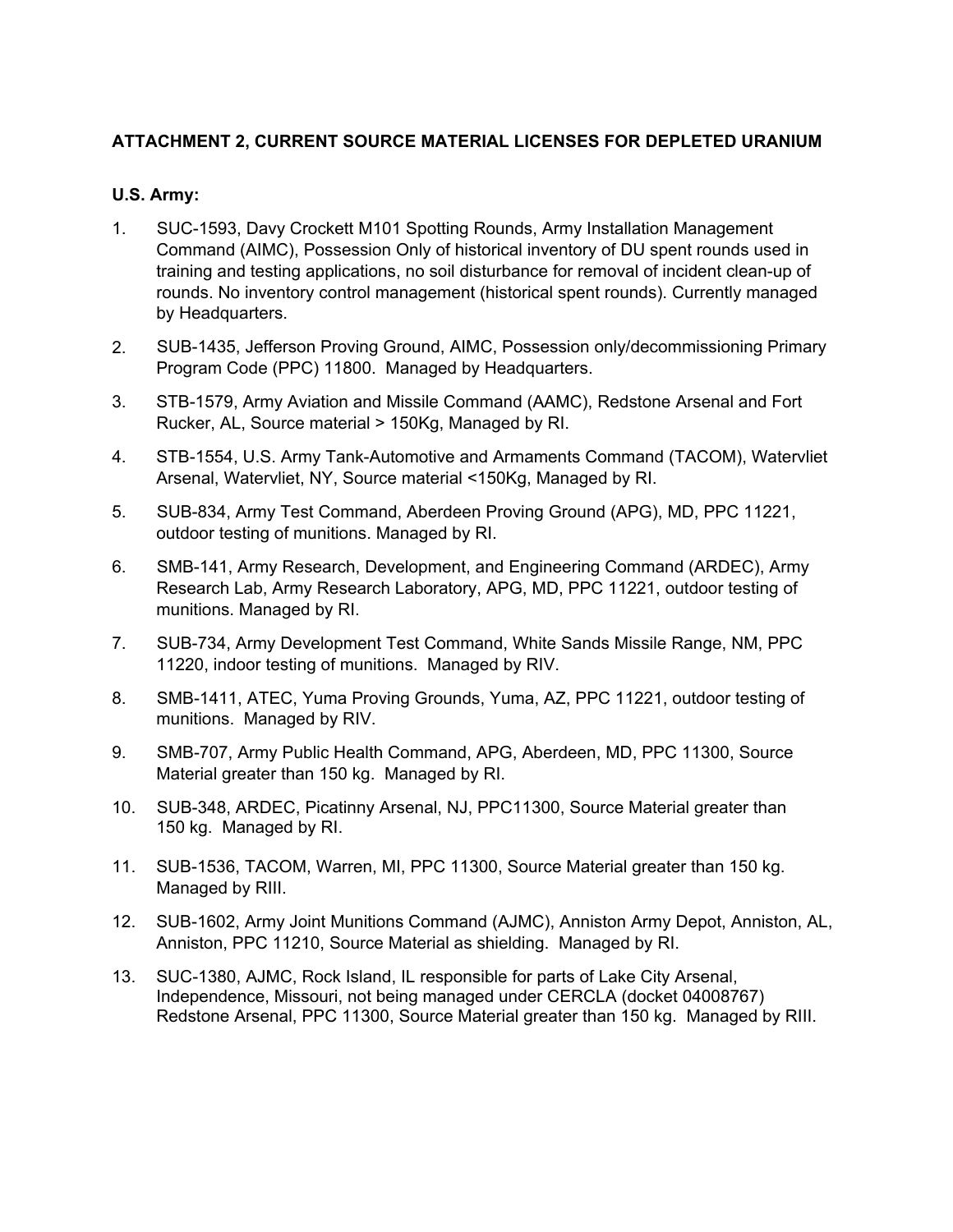**ATTACHMENT 2, CURRENT SOURCE MATERIAL LICENSES FOR DEPLETED URANIUM**

**U.S. Army:**

1. SUC-1593, Davy Crockett M101 Spotting Rounds, Army Installation Management Command (AIMC), Possession Only of historical inventory of DU spent rounds used in training and testing applications, no soil disturbance for removal of incident clean-up of rounds. No inventory control management (historical spent rounds). Currently managed by Headquarters.

2. SUB-1435, Jefferson Proving Ground, AIMC, Possession only/decommissioning Primary Program Code (PPC) 11800. Managed by Headquarters.

3. STB-1579, Army Aviation and Missile Command (AAMC), Redstone Arsenal and Fort Rucker, AL, Source material > 150Kg, Managed by RI.

4. STB-1554, U.S. Army Tank-Automotive and Armaments Command (TACOM), Watervliet Arsenal, Watervliet, NY, Source material <150Kg, Managed by RI.

5. SUB-834, Army Test Command, Aberdeen Proving Ground (APG), MD, PPC 11221, outdoor testing of munitions. Managed by RI.

6. SMB-141, Army Research, Development, and Engineering Command (ARDEC), Army Research Lab, Army Research Laboratory, APG, MD, PPC 11221, outdoor testing of munitions. Managed by RI.

7. SUB-734, Army Development Test Command, White Sands Missile Range, NM, PPC 11220, indoor testing of munitions. Managed by RIV.

8. SMB-1411, ATEC, Yuma Proving Grounds, Yuma, AZ, PPC 11221, outdoor testing of munitions. Managed by RIV.

9. SMB-707, Army Public Health Command, APG, Aberdeen, MD, PPC 11300, Source Material greater than 150 kg. Managed by RI.

10. SUB-348, ARDEC, Picatinny Arsenal, NJ, PPC11300, Source Material greater than 150 kg. Managed by RI.

11. SUB-1536, TACOM, Warren, MI, PPC 11300, Source Material greater than 150 kg. Managed by RIII.

12. SUB-1602, Army Joint Munitions Command (AJMC), Anniston Army Depot, Anniston, AL, Anniston, PPC 11210, Source Material as shielding. Managed by RI.

13. SUC-1380, AJMC, Rock Island, IL responsible for parts of Lake City Arsenal, Independence, Missouri, not being managed under CERCLA (docket 04008767) Redstone Arsenal, PPC 11300, Source Material greater than 150 kg. Managed by RIII.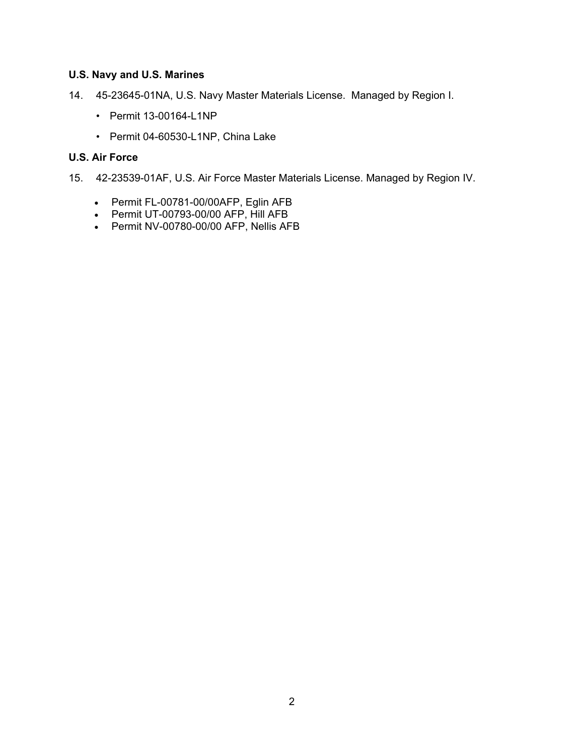**U.S. Navy and U.S. Marines**

14. 45-23645-01NA, U.S. Navy Master Materials License. Managed by Region I.

    - Permit 13-00164-L1NP
    - Permit 04-60530-L1NP, China Lake

**U.S. Air Force**

15. 42-23539-01AF, U.S. Air Force Master Materials License. Managed by Region IV.

    - Permit FL-00781-00/00AFP, Eglin AFB
    - Permit UT-00793-00/00 AFP, Hill AFB
    - Permit NV-00780-00/00 AFP, Nellis AFB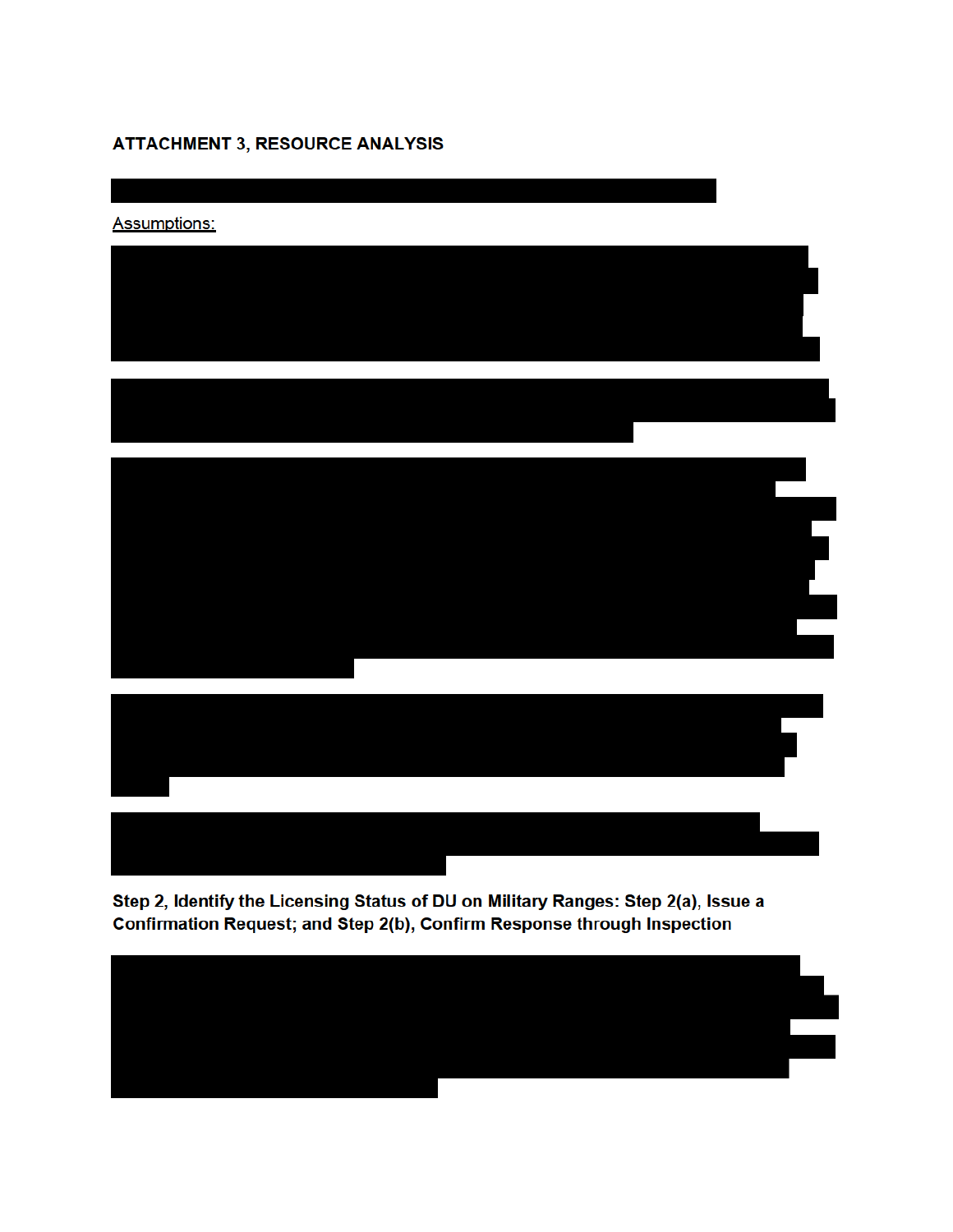**ATTACHMENT 3, RESOURCE ANALYSIS**

<u>Assumptions:</u>

**Step 2, Identify the Licensing Status of DU on Military Ranges: Step 2(a), Issue a Confirmation Request; and Step 2(b), Confirm Response through Inspection**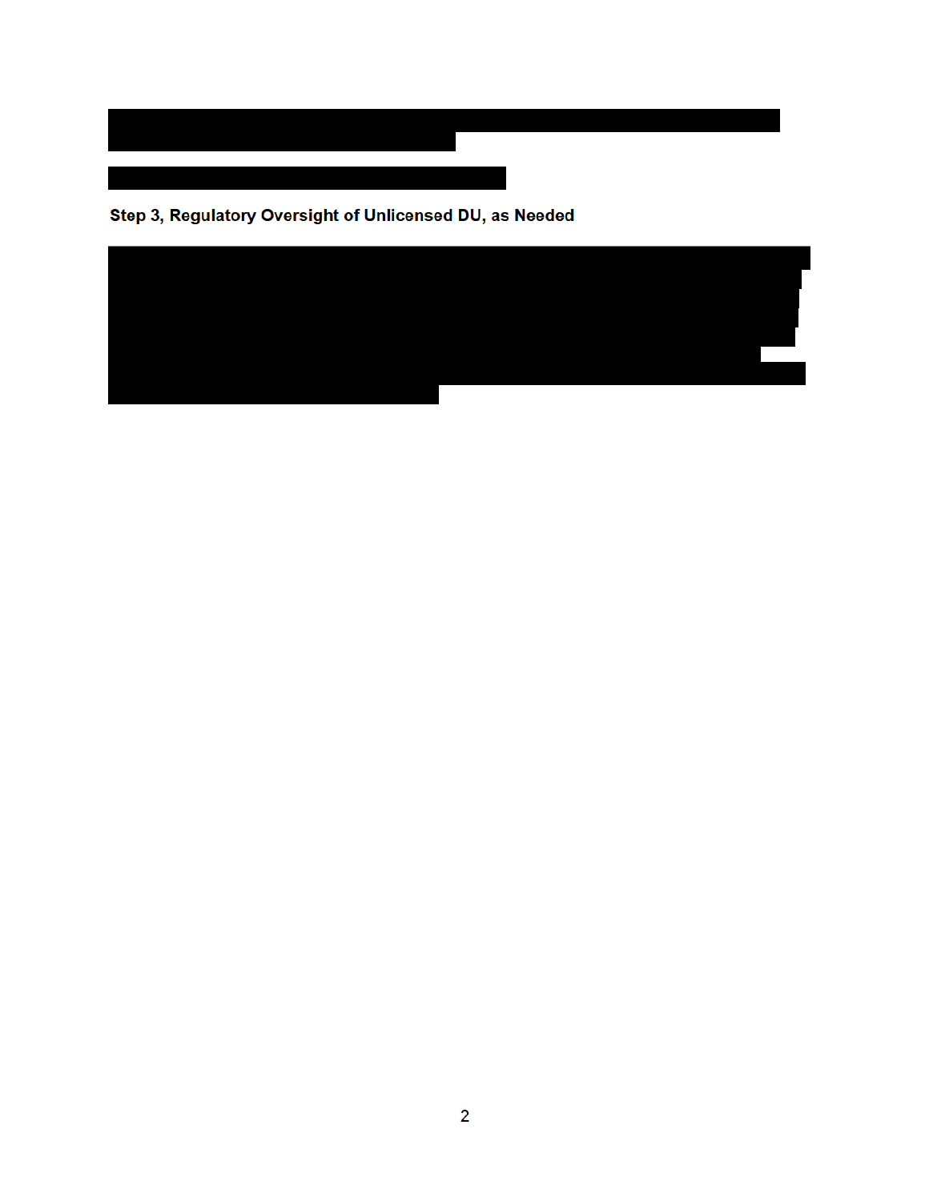**Step 3, Regulatory Oversight of Unlicensed DU, as Needed**